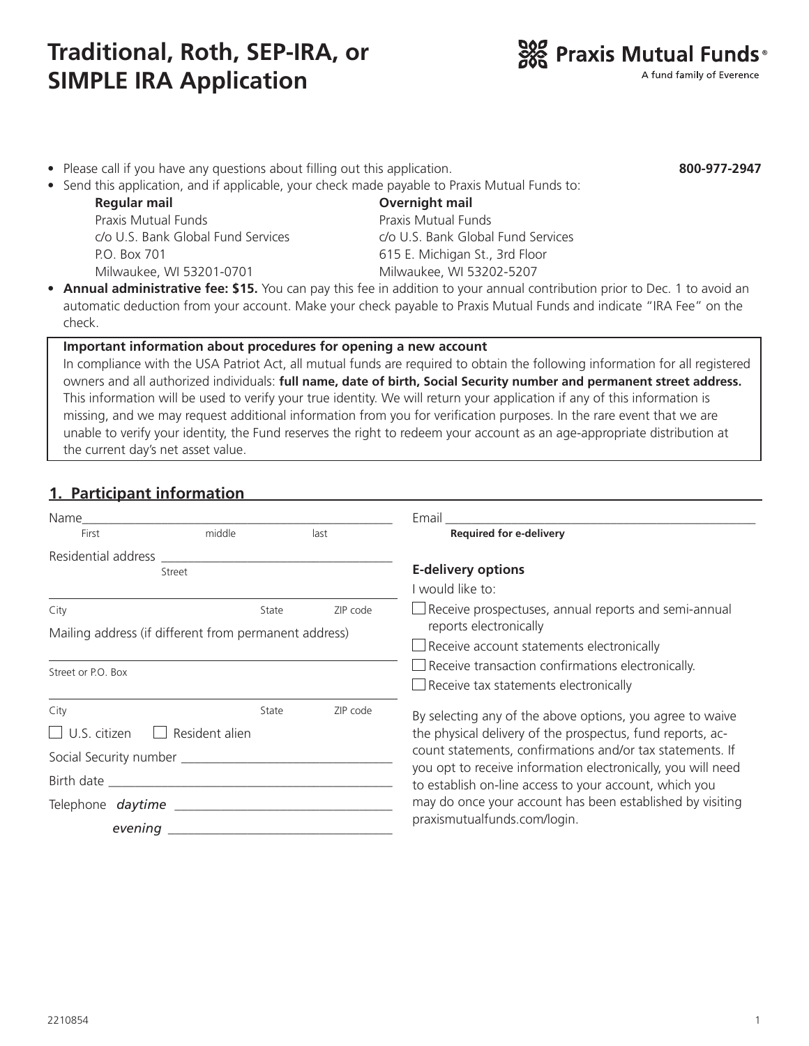# Traditional, Roth, SEP-IRA, or SIMPLE IRA Application

Praxis Mutual Funds®
A fund family of Everence

- Please call if you have any questions about filling out this application. **800-977-2947**
- Send this application, and if applicable, your check made payable to Praxis Mutual Funds to:

| **Regular mail** | **Overnight mail** |
| --- | --- |
| Praxis Mutual Funds | Praxis Mutual Funds |
| c/o U.S. Bank Global Fund Services | c/o U.S. Bank Global Fund Services |
| P.O. Box 701 | 615 E. Michigan St., 3rd Floor |
| Milwaukee, WI 53201-0701 | Milwaukee, WI 53202-5207 |

- **Annual administrative fee: $15.** You can pay this fee in addition to your annual contribution prior to Dec. 1 to avoid an automatic deduction from your account. Make your check payable to Praxis Mutual Funds and indicate "IRA Fee" on the check.

> **Important information about procedures for opening a new account**
> In compliance with the USA Patriot Act, all mutual funds are required to obtain the following information for all registered owners and all authorized individuals: **full name, date of birth, Social Security number and permanent street address.** This information will be used to verify your true identity. We will return your application if any of this information is missing, and we may request additional information from you for verification purposes. In the rare event that we are unable to verify your identity, the Fund reserves the right to redeem your account as an age-appropriate distribution at the current day's net asset value.

## 1. Participant information

Name ______________________________________________
First middle last

Residential address ________________________________
Street

____________________________________________________
City State ZIP code

Mailing address (if different from permanent address)

____________________________________________________
Street or P.O. Box

____________________________________________________
City State ZIP code

☐ U.S. citizen ☐ Resident alien

Social Security number ______________________________

Birth date __________________________________________

Telephone *daytime* _________________________________

*evening* _________________________________

Email ______________________________________________
**Required for e-delivery**

**E-delivery options**

I would like to:

☐ Receive prospectuses, annual reports and semi-annual reports electronically

☐ Receive account statements electronically

☐ Receive transaction confirmations electronically.

☐ Receive tax statements electronically

By selecting any of the above options, you agree to waive the physical delivery of the prospectus, fund reports, account statements, confirmations and/or tax statements. If you opt to receive information electronically, you will need to establish on-line access to your account, which you may do once your account has been established by visiting praxismutualfunds.com/login.

2210854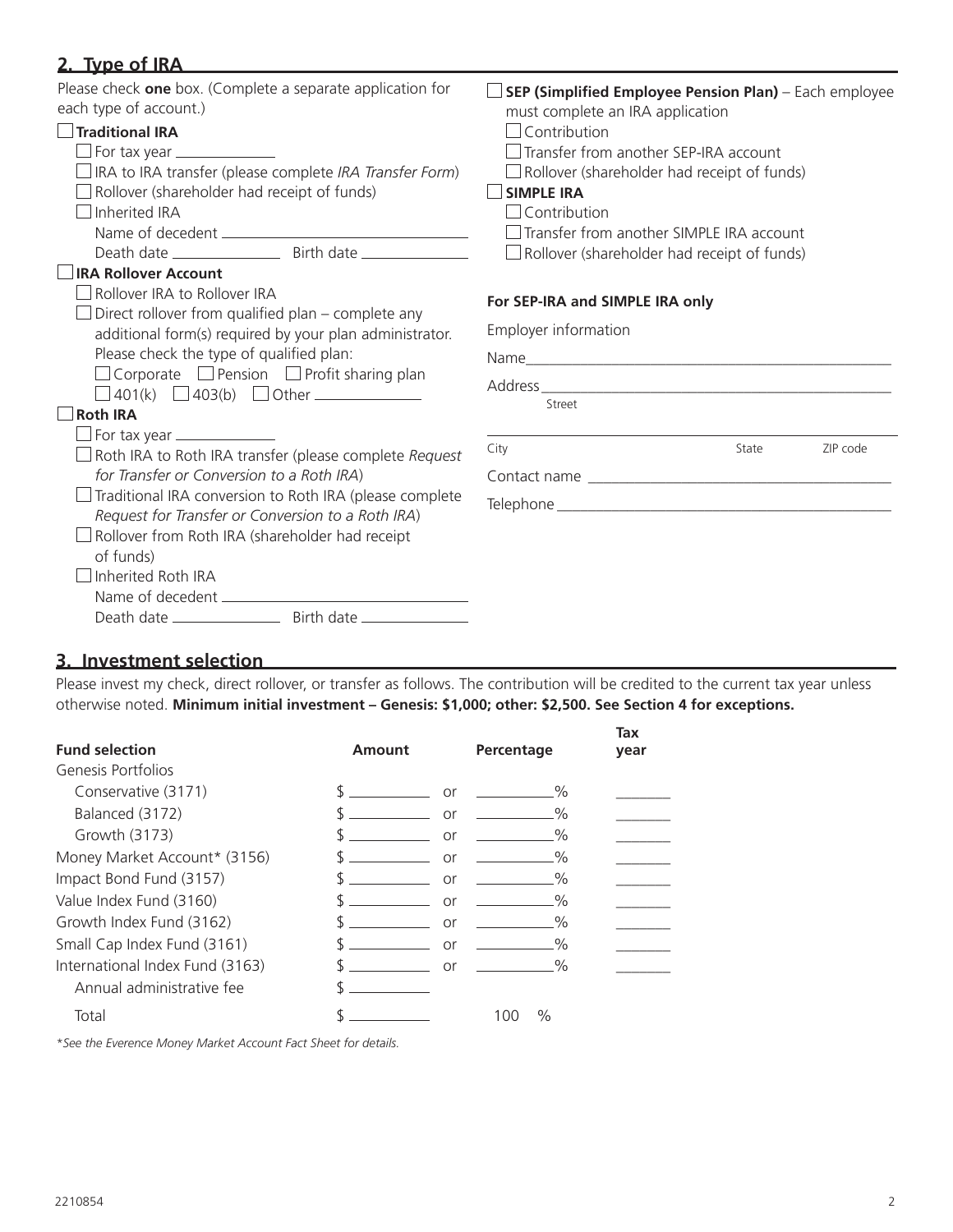## 2. Type of IRA

Please check **one** box. (Complete a separate application for each type of account.)

☐ **Traditional IRA**
- ☐ For tax year ____________
- ☐ IRA to IRA transfer (please complete *IRA Transfer Form*)
- ☐ Rollover (shareholder had receipt of funds)
- ☐ Inherited IRA
  - Name of decedent ______________________________
  - Death date ____________ Birth date ____________

☐ **IRA Rollover Account**
- ☐ Rollover IRA to Rollover IRA
- ☐ Direct rollover from qualified plan – complete any additional form(s) required by your plan administrator. Please check the type of qualified plan:
  - ☐ Corporate ☐ Pension ☐ Profit sharing plan
  - ☐ 401(k) ☐ 403(b) ☐ Other ____________

☐ **Roth IRA**
- ☐ For tax year ____________
- ☐ Roth IRA to Roth IRA transfer (please complete *Request for Transfer or Conversion to a Roth IRA*)
- ☐ Traditional IRA conversion to Roth IRA (please complete *Request for Transfer or Conversion to a Roth IRA*)
- ☐ Rollover from Roth IRA (shareholder had receipt of funds)
- ☐ Inherited Roth IRA
  - Name of decedent ______________________________
  - Death date ____________ Birth date ____________

☐ **SEP (Simplified Employee Pension Plan)** – Each employee must complete an IRA application
- ☐ Contribution
- ☐ Transfer from another SEP-IRA account
- ☐ Rollover (shareholder had receipt of funds)

☐ **SIMPLE IRA**
- ☐ Contribution
- ☐ Transfer from another SIMPLE IRA account
- ☐ Rollover (shareholder had receipt of funds)

**For SEP-IRA and SIMPLE IRA only**

Employer information

Name ______________________________________________

Address ____________________________________________
Street

____________________________________________________
City State ZIP code

Contact name _______________________________________

Telephone __________________________________________

## 3. Investment selection

Please invest my check, direct rollover, or transfer as follows. The contribution will be credited to the current tax year unless otherwise noted. **Minimum initial investment – Genesis: $1,000; other: $2,500. See Section 4 for exceptions.**

| Fund selection | Amount | | Percentage | Tax year |
|---|---|---|---|---|
| Genesis Portfolios | | | | |
| Conservative (3171) | $ ________ | or | ________% | ______ |
| Balanced (3172) | $ ________ | or | ________% | ______ |
| Growth (3173) | $ ________ | or | ________% | ______ |
| Money Market Account* (3156) | $ ________ | or | ________% | ______ |
| Impact Bond Fund (3157) | $ ________ | or | ________% | ______ |
| Value Index Fund (3160) | $ ________ | or | ________% | ______ |
| Growth Index Fund (3162) | $ ________ | or | ________% | ______ |
| Small Cap Index Fund (3161) | $ ________ | or | ________% | ______ |
| International Index Fund (3163) | $ ________ | or | ________% | ______ |
| Annual administrative fee | $ ________ | | | |
| Total | $ ________ | | 100 % | |

*\*See the Everence Money Market Account Fact Sheet for details.*

2210854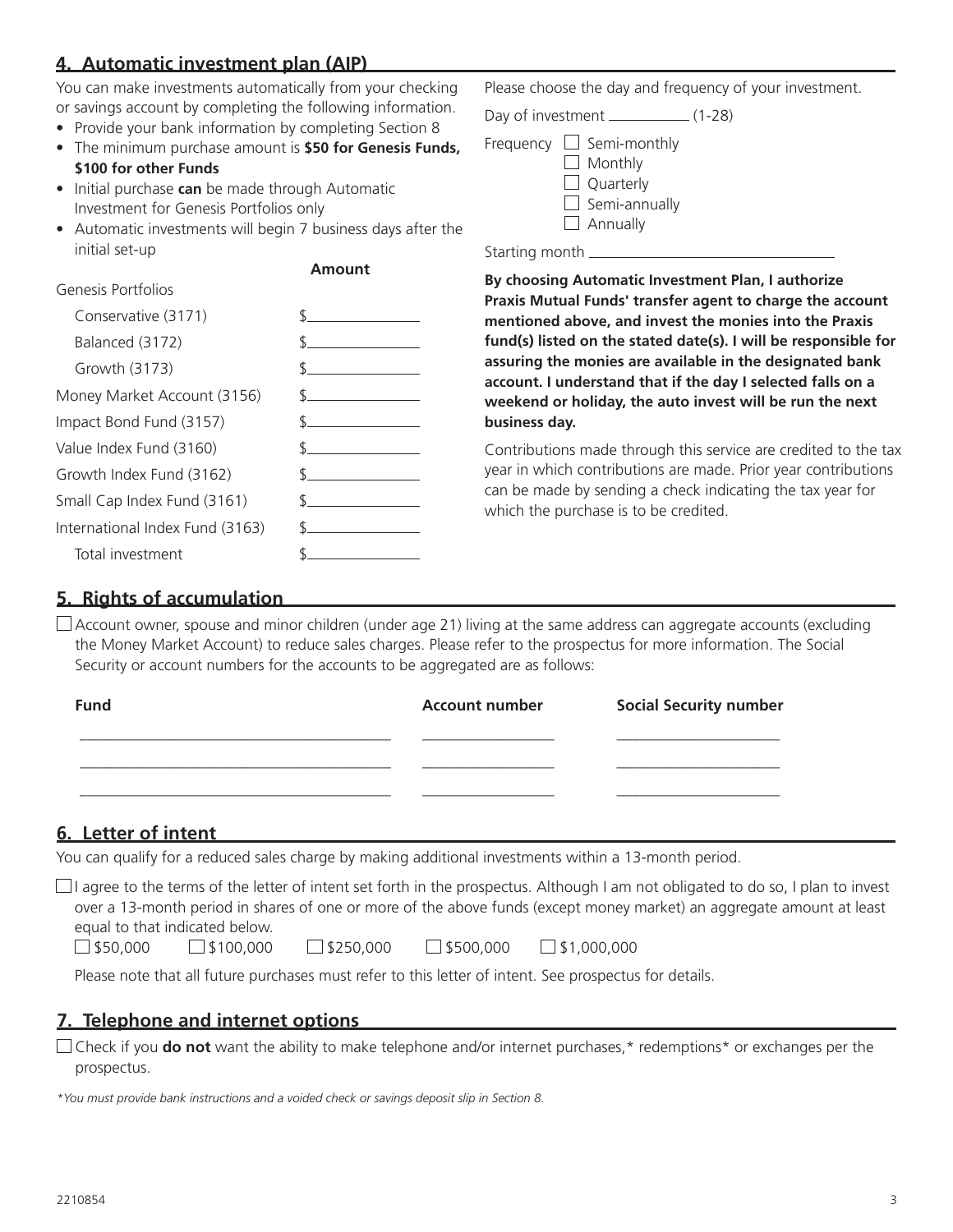## 4. Automatic investment plan (AIP)

You can make investments automatically from your checking or savings account by completing the following information.

- Provide your bank information by completing Section 8
- The minimum purchase amount is **$50 for Genesis Funds, $100 for other Funds**
- Initial purchase **can** be made through Automatic Investment for Genesis Portfolios only
- Automatic investments will begin 7 business days after the initial set-up

| | Amount |
|---|---|
| Genesis Portfolios | |
| Conservative (3171) | $________ |
| Balanced (3172) | $________ |
| Growth (3173) | $________ |
| Money Market Account (3156) | $________ |
| Impact Bond Fund (3157) | $________ |
| Value Index Fund (3160) | $________ |
| Growth Index Fund (3162) | $________ |
| Small Cap Index Fund (3161) | $________ |
| International Index Fund (3163) | $________ |
| Total investment | $________ |

Please choose the day and frequency of your investment.

Day of investment ________ (1-28)

Frequency
- ☐ Semi-monthly
- ☐ Monthly
- ☐ Quarterly
- ☐ Semi-annually
- ☐ Annually

Starting month ________________

**By choosing Automatic Investment Plan, I authorize Praxis Mutual Funds' transfer agent to charge the account mentioned above, and invest the monies into the Praxis fund(s) listed on the stated date(s). I will be responsible for assuring the monies are available in the designated bank account. I understand that if the day I selected falls on a weekend or holiday, the auto invest will be run the next business day.**

Contributions made through this service are credited to the tax year in which contributions are made. Prior year contributions can be made by sending a check indicating the tax year for which the purchase is to be credited.

## 5. Rights of accumulation

☐ Account owner, spouse and minor children (under age 21) living at the same address can aggregate accounts (excluding the Money Market Account) to reduce sales charges. Please refer to the prospectus for more information. The Social Security or account numbers for the accounts to be aggregated are as follows:

| Fund | Account number | Social Security number |
|---|---|---|
| | | |
| | | |
| | | |

## 6. Letter of intent

You can qualify for a reduced sales charge by making additional investments within a 13-month period.

☐ I agree to the terms of the letter of intent set forth in the prospectus. Although I am not obligated to do so, I plan to invest over a 13-month period in shares of one or more of the above funds (except money market) an aggregate amount at least equal to that indicated below.

☐ $50,000 ☐ $100,000 ☐ $250,000 ☐ $500,000 ☐ $1,000,000

Please note that all future purchases must refer to this letter of intent. See prospectus for details.

## 7. Telephone and internet options

☐ Check if you **do not** want the ability to make telephone and/or internet purchases,* redemptions* or exchanges per the prospectus.

*\*You must provide bank instructions and a voided check or savings deposit slip in Section 8.*

2210854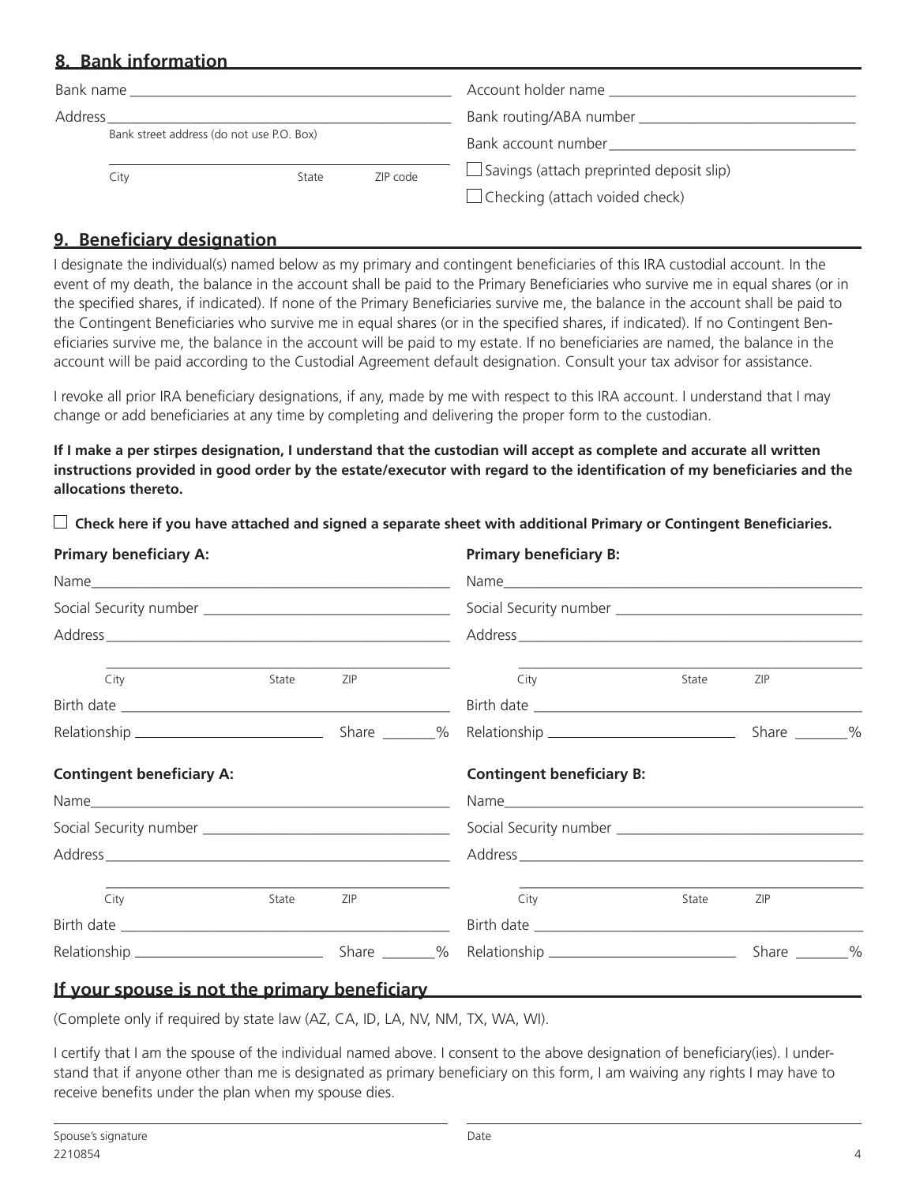## 8. Bank information

Bank name ___________________________

Address ___________________________
Bank street address (do not use P.O. Box)

___________________________
City State ZIP code

Account holder name ___________________________

Bank routing/ABA number ___________________________

Bank account number ___________________________

☐ Savings (attach preprinted deposit slip)

☐ Checking (attach voided check)

## 9. Beneficiary designation

I designate the individual(s) named below as my primary and contingent beneficiaries of this IRA custodial account. In the event of my death, the balance in the account shall be paid to the Primary Beneficiaries who survive me in equal shares (or in the specified shares, if indicated). If none of the Primary Beneficiaries survive me, the balance in the account shall be paid to the Contingent Beneficiaries who survive me in equal shares (or in the specified shares, if indicated). If no Contingent Beneficiaries survive me, the balance in the account will be paid to my estate. If no beneficiaries are named, the balance in the account will be paid according to the Custodial Agreement default designation. Consult your tax advisor for assistance.

I revoke all prior IRA beneficiary designations, if any, made by me with respect to this IRA account. I understand that I may change or add beneficiaries at any time by completing and delivering the proper form to the custodian.

**If I make a per stirpes designation, I understand that the custodian will accept as complete and accurate all written instructions provided in good order by the estate/executor with regard to the identification of my beneficiaries and the allocations thereto.**

☐ **Check here if you have attached and signed a separate sheet with additional Primary or Contingent Beneficiaries.**

**Primary beneficiary A:**

Name ___________________________

Social Security number ___________________________

Address ___________________________

___________________________
City State ZIP

Birth date ___________________________

Relationship ___________________________ Share _______%

**Primary beneficiary B:**

Name ___________________________

Social Security number ___________________________

Address ___________________________

___________________________
City State ZIP

Birth date ___________________________

Relationship ___________________________ Share _______%

**Contingent beneficiary A:**

Name ___________________________

Social Security number ___________________________

Address ___________________________

___________________________
City State ZIP

Birth date ___________________________

Relationship ___________________________ Share _______%

**Contingent beneficiary B:**

Name ___________________________

Social Security number ___________________________

Address ___________________________

___________________________
City State ZIP

Birth date ___________________________

Relationship ___________________________ Share _______%

## If your spouse is not the primary beneficiary

(Complete only if required by state law (AZ, CA, ID, LA, NV, NM, TX, WA, WI).

I certify that I am the spouse of the individual named above. I consent to the above designation of beneficiary(ies). I understand that if anyone other than me is designated as primary beneficiary on this form, I am waiving any rights I may have to receive benefits under the plan when my spouse dies.

___________________________ ___________________________
Spouse's signature Date

2210854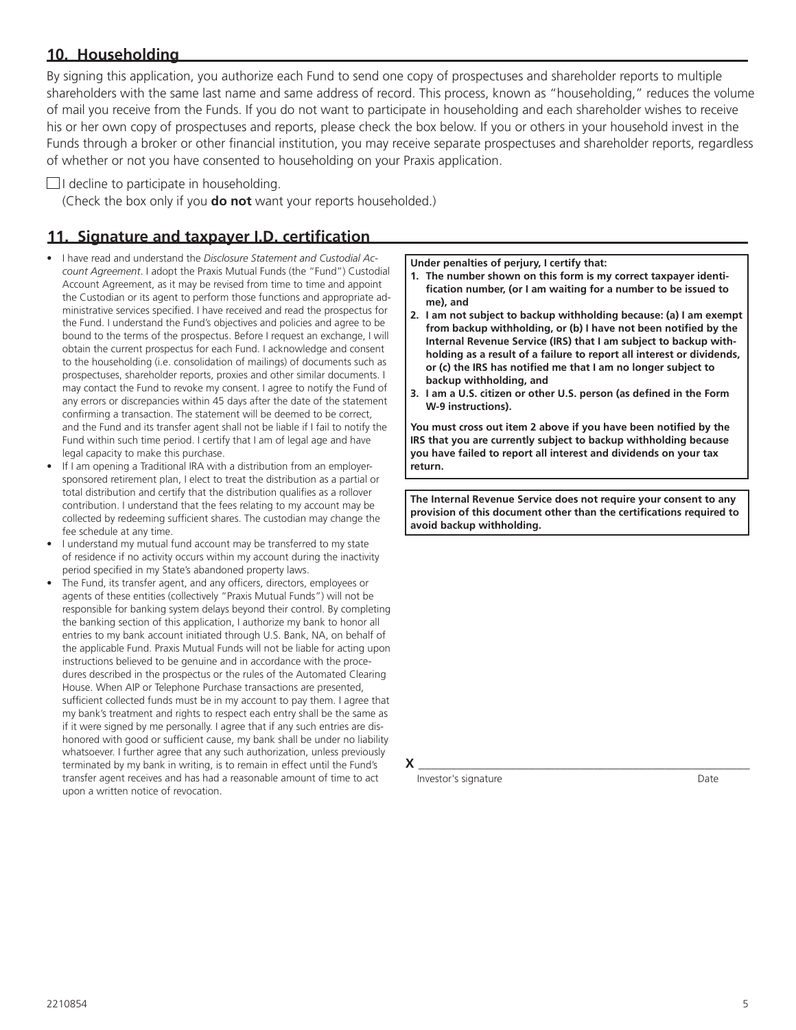## 10. Householding

By signing this application, you authorize each Fund to send one copy of prospectuses and shareholder reports to multiple shareholders with the same last name and same address of record. This process, known as "householding," reduces the volume of mail you receive from the Funds. If you do not want to participate in householding and each shareholder wishes to receive his or her own copy of prospectuses and reports, please check the box below. If you or others in your household invest in the Funds through a broker or other financial institution, you may receive separate prospectuses and shareholder reports, regardless of whether or not you have consented to householding on your Praxis application.

☐ I decline to participate in householding.
(Check the box only if you **do not** want your reports householded.)

## 11. Signature and taxpayer I.D. certification

- I have read and understand the *Disclosure Statement and Custodial Account Agreement*. I adopt the Praxis Mutual Funds (the "Fund") Custodial Account Agreement, as it may be revised from time to time and appoint the Custodian or its agent to perform those functions and appropriate administrative services specified. I have received and read the prospectus for the Fund. I understand the Fund's objectives and policies and agree to be bound to the terms of the prospectus. Before I request an exchange, I will obtain the current prospectus for each Fund. I acknowledge and consent to the householding (i.e. consolidation of mailings) of documents such as prospectuses, shareholder reports, proxies and other similar documents. I may contact the Fund to revoke my consent. I agree to notify the Fund of any errors or discrepancies within 45 days after the date of the statement confirming a transaction. The statement will be deemed to be correct, and the Fund and its transfer agent shall not be liable if I fail to notify the Fund within such time period. I certify that I am of legal age and have legal capacity to make this purchase.
- If I am opening a Traditional IRA with a distribution from an employer-sponsored retirement plan, I elect to treat the distribution as a partial or total distribution and certify that the distribution qualifies as a rollover contribution. I understand that the fees relating to my account may be collected by redeeming sufficient shares. The custodian may change the fee schedule at any time.
- I understand my mutual fund account may be transferred to my state of residence if no activity occurs within my account during the inactivity period specified in my State's abandoned property laws.
- The Fund, its transfer agent, and any officers, directors, employees or agents of these entities (collectively "Praxis Mutual Funds") will not be responsible for banking system delays beyond their control. By completing the banking section of this application, I authorize my bank to honor all entries to my bank account initiated through U.S. Bank, NA, on behalf of the applicable Fund. Praxis Mutual Funds will not be liable for acting upon instructions believed to be genuine and in accordance with the procedures described in the prospectus or the rules of the Automated Clearing House. When AIP or Telephone Purchase transactions are presented, sufficient collected funds must be in my account to pay them. I agree that my bank's treatment and rights to respect each entry shall be the same as if it were signed by me personally. I agree that if any such entries are dishonored with good or sufficient cause, my bank shall be under no liability whatsoever. I further agree that any such authorization, unless previously terminated by my bank in writing, is to remain in effect until the Fund's transfer agent receives and has had a reasonable amount of time to act upon a written notice of revocation.

**Under penalties of perjury, I certify that:**

1. **The number shown on this form is my correct taxpayer identification number, (or I am waiting for a number to be issued to me), and**
2. **I am not subject to backup withholding because: (a) I am exempt from backup withholding, or (b) I have not been notified by the Internal Revenue Service (IRS) that I am subject to backup withholding as a result of a failure to report all interest or dividends, or (c) the IRS has notified me that I am no longer subject to backup withholding, and**
3. **I am a U.S. citizen or other U.S. person (as defined in the Form W-9 instructions).**

**You must cross out item 2 above if you have been notified by the IRS that you are currently subject to backup withholding because you have failed to report all interest and dividends on your tax return.**

**The Internal Revenue Service does not require your consent to any provision of this document other than the certifications required to avoid backup withholding.**

**X** ______________________________________________

Investor's signature Date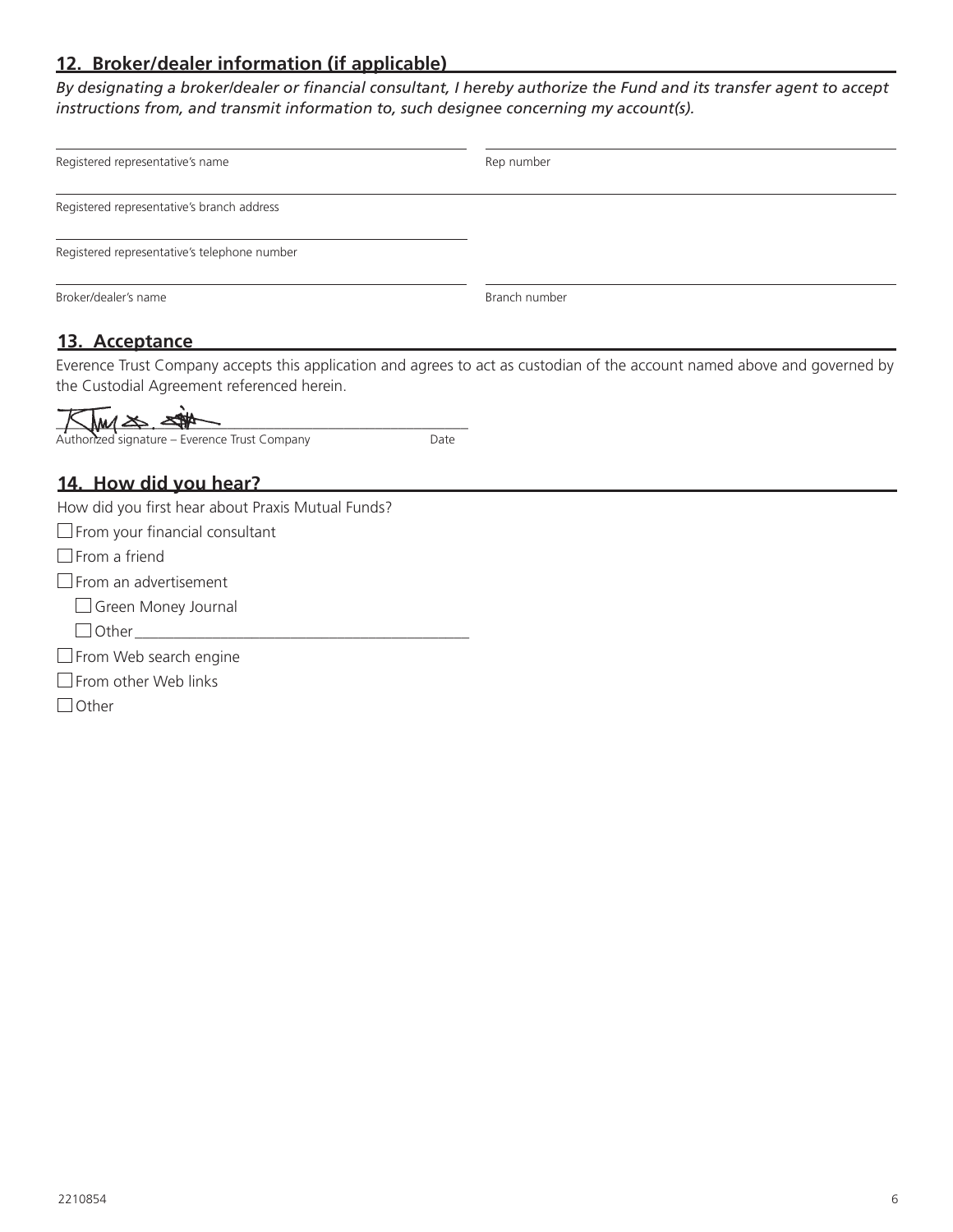## 12. Broker/dealer information (if applicable)

*By designating a broker/dealer or financial consultant, I hereby authorize the Fund and its transfer agent to accept instructions from, and transmit information to, such designee concerning my account(s).*

Registered representative's name ____________________ Rep number ____________________

Registered representative's branch address ____________________

Registered representative's telephone number ____________________

Broker/dealer's name ____________________ Branch number ____________________

## 13. Acceptance

Everence Trust Company accepts this application and agrees to act as custodian of the account named above and governed by the Custodial Agreement referenced herein.

Authorized signature – Everence Trust Company ____________________ Date ____________________

## 14. How did you hear?

How did you first hear about Praxis Mutual Funds?

- ☐ From your financial consultant
- ☐ From a friend
- ☐ From an advertisement
  - ☐ Green Money Journal
  - ☐ Other ____________________
- ☐ From Web search engine
- ☐ From other Web links
- ☐ Other

2210854